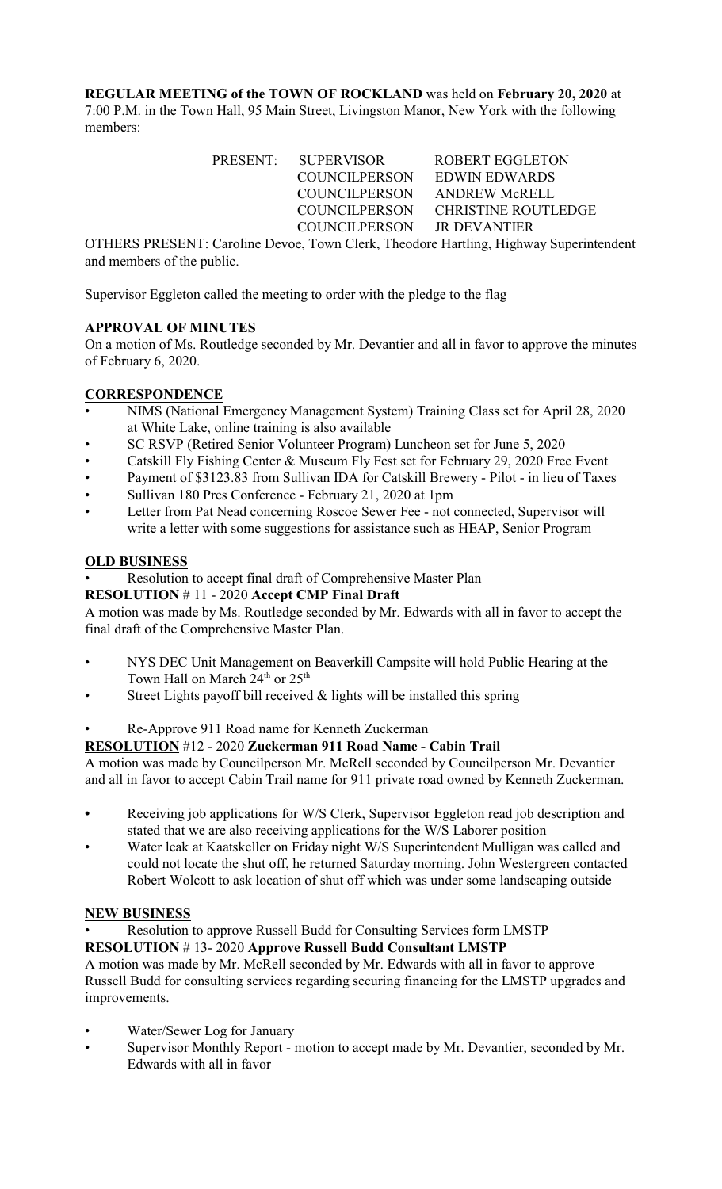**REGULAR MEETING of the TOWN OF ROCKLAND** was held on **February 20, 2020** at 7:00 P.M. in the Town Hall, 95 Main Street, Livingston Manor, New York with the following members:

| PRESENT: | SUPERVISOR | ROBERT EGGLETON |
|---|---|---|
| | COUNCILPERSON | EDWIN EDWARDS |
| | COUNCILPERSON | ANDREW McRELL |
| | COUNCILPERSON | CHRISTINE ROUTLEDGE |
| | COUNCILPERSON | JR DEVANTIER |

OTHERS PRESENT: Caroline Devoe, Town Clerk, Theodore Hartling, Highway Superintendent and members of the public.

Supervisor Eggleton called the meeting to order with the pledge to the flag

## APPROVAL OF MINUTES

On a motion of Ms. Routledge seconded by Mr. Devantier and all in favor to approve the minutes of February 6, 2020.

## CORRESPONDENCE

- NIMS (National Emergency Management System) Training Class set for April 28, 2020 at White Lake, online training is also available
- SC RSVP (Retired Senior Volunteer Program) Luncheon set for June 5, 2020
- Catskill Fly Fishing Center & Museum Fly Fest set for February 29, 2020 Free Event
- Payment of $3123.83 from Sullivan IDA for Catskill Brewery - Pilot - in lieu of Taxes
- Sullivan 180 Pres Conference - February 21, 2020 at 1pm
- Letter from Pat Nead concerning Roscoe Sewer Fee - not connected, Supervisor will write a letter with some suggestions for assistance such as HEAP, Senior Program

## OLD BUSINESS

- Resolution to accept final draft of Comprehensive Master Plan

**RESOLUTION** # 11 - 2020 **Accept CMP Final Draft**

A motion was made by Ms. Routledge seconded by Mr. Edwards with all in favor to accept the final draft of the Comprehensive Master Plan.

- NYS DEC Unit Management on Beaverkill Campsite will hold Public Hearing at the Town Hall on March 24th or 25th
- Street Lights payoff bill received & lights will be installed this spring
- Re-Approve 911 Road name for Kenneth Zuckerman

**RESOLUTION** #12 - 2020 **Zuckerman 911 Road Name - Cabin Trail**

A motion was made by Councilperson Mr. McRell seconded by Councilperson Mr. Devantier and all in favor to accept Cabin Trail name for 911 private road owned by Kenneth Zuckerman.

- Receiving job applications for W/S Clerk, Supervisor Eggleton read job description and stated that we are also receiving applications for the W/S Laborer position
- Water leak at Kaatskeller on Friday night W/S Superintendent Mulligan was called and could not locate the shut off, he returned Saturday morning. John Westergreen contacted Robert Wolcott to ask location of shut off which was under some landscaping outside

## NEW BUSINESS

- Resolution to approve Russell Budd for Consulting Services form LMSTP

**RESOLUTION** # 13- 2020 **Approve Russell Budd Consultant LMSTP**

A motion was made by Mr. McRell seconded by Mr. Edwards with all in favor to approve Russell Budd for consulting services regarding securing financing for the LMSTP upgrades and improvements.

- Water/Sewer Log for January
- Supervisor Monthly Report - motion to accept made by Mr. Devantier, seconded by Mr. Edwards with all in favor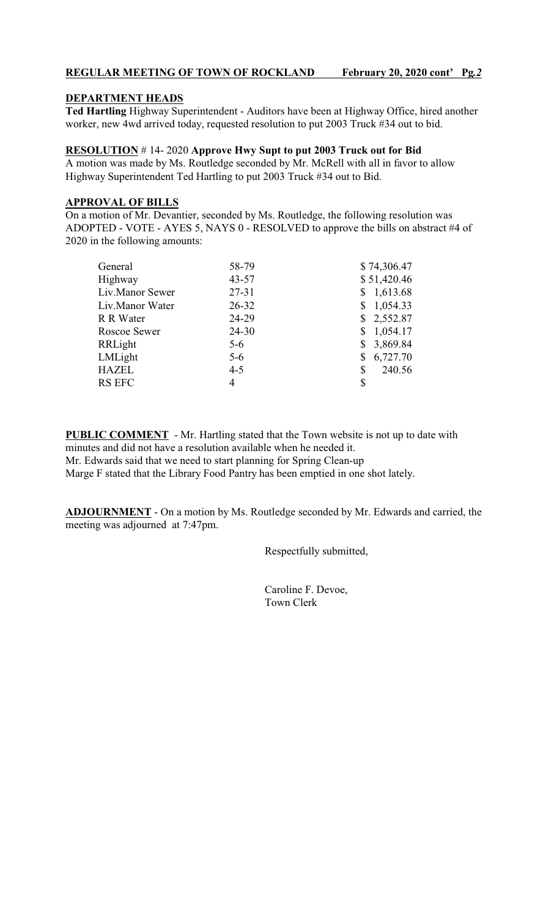**REGULAR MEETING OF TOWN OF ROCKLAND February 20, 2020 cont' Pg.2**

**DEPARTMENT HEADS**

**Ted Hartling** Highway Superintendent - Auditors have been at Highway Office, hired another worker, new 4wd arrived today, requested resolution to put 2003 Truck #34 out to bid.

**RESOLUTION** # 14- 2020 **Approve Hwy Supt to put 2003 Truck out for Bid**

A motion was made by Ms. Routledge seconded by Mr. McRell with all in favor to allow Highway Superintendent Ted Hartling to put 2003 Truck #34 out to Bid.

**APPROVAL OF BILLS**

On a motion of Mr. Devantier, seconded by Ms. Routledge, the following resolution was ADOPTED - VOTE - AYES 5, NAYS 0 - RESOLVED to approve the bills on abstract #4 of 2020 in the following amounts:

| | | |
|---|---|---|
| General | 58-79 | $ 74,306.47 |
| Highway | 43-57 | $ 51,420.46 |
| Liv.Manor Sewer | 27-31 | $ 1,613.68 |
| Liv.Manor Water | 26-32 | $ 1,054.33 |
| R R Water | 24-29 | $ 2,552.87 |
| Roscoe Sewer | 24-30 | $ 1,054.17 |
| RRLight | 5-6 | $ 3,869.84 |
| LMLight | 5-6 | $ 6,727.70 |
| HAZEL | 4-5 | $ 240.56 |
| RS EFC | 4 | $ |

**PUBLIC COMMENT** - Mr. Hartling stated that the Town website is not up to date with minutes and did not have a resolution available when he needed it.

Mr. Edwards said that we need to start planning for Spring Clean-up

Marge F stated that the Library Food Pantry has been emptied in one shot lately.

**ADJOURNMENT** - On a motion by Ms. Routledge seconded by Mr. Edwards and carried, the meeting was adjourned at 7:47pm.

Respectfully submitted,

Caroline F. Devoe,
Town Clerk